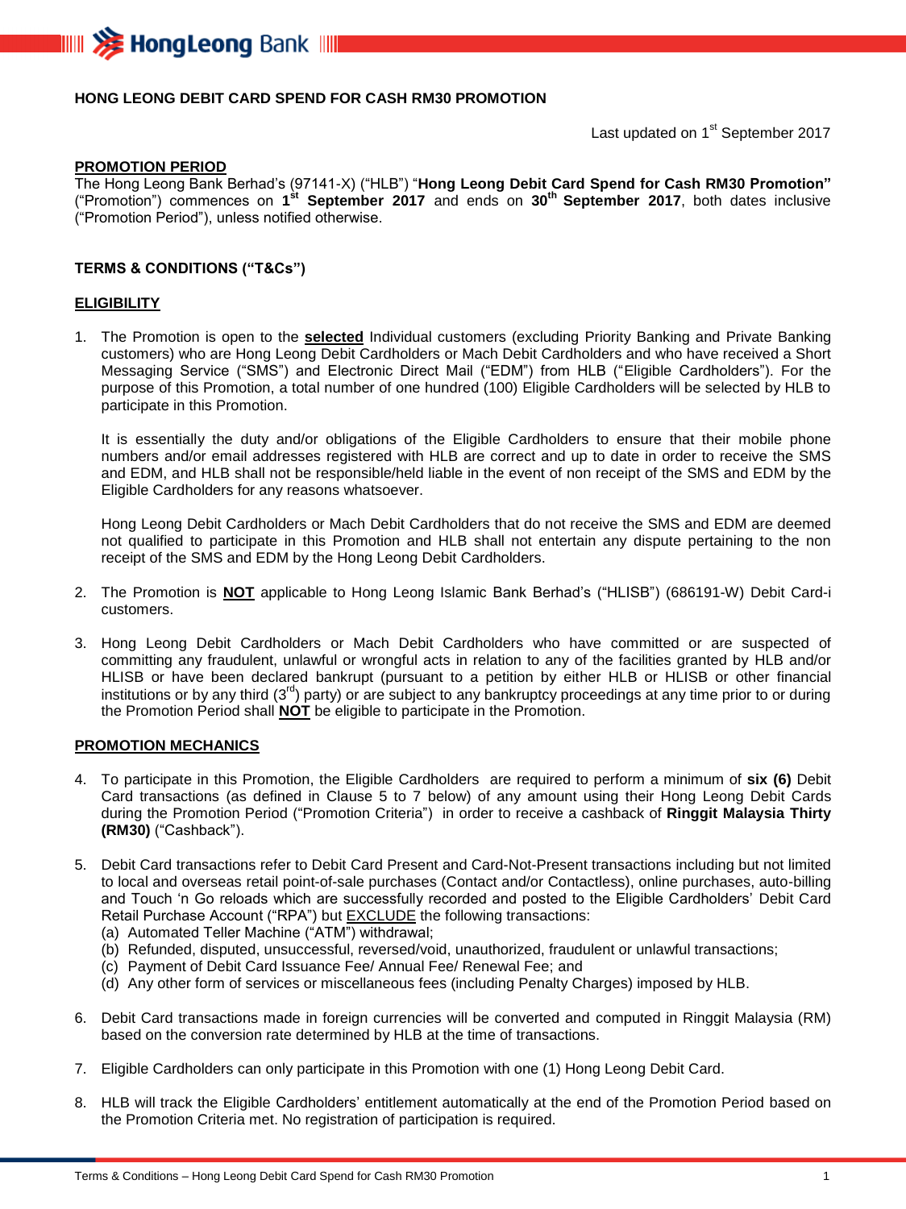# HONG LEONG DEBIT CARD SPEND FOR CASH RM30 PROMOTION

Last updated on 1st September 2017

## PROMOTION PERIOD

The Hong Leong Bank Berhad's (97141-X) ("HLB") "**Hong Leong Debit Card Spend for Cash RM30 Promotion"** ("Promotion") commences on **1st September 2017** and ends on **30th September 2017**, both dates inclusive ("Promotion Period"), unless notified otherwise.

## TERMS & CONDITIONS ("T&Cs")

### ELIGIBILITY

1. The Promotion is open to the **selected** Individual customers (excluding Priority Banking and Private Banking customers) who are Hong Leong Debit Cardholders or Mach Debit Cardholders and who have received a Short Messaging Service ("SMS") and Electronic Direct Mail ("EDM") from HLB ("Eligible Cardholders"). For the purpose of this Promotion, a total number of one hundred (100) Eligible Cardholders will be selected by HLB to participate in this Promotion.

   It is essentially the duty and/or obligations of the Eligible Cardholders to ensure that their mobile phone numbers and/or email addresses registered with HLB are correct and up to date in order to receive the SMS and EDM, and HLB shall not be responsible/held liable in the event of non receipt of the SMS and EDM by the Eligible Cardholders for any reasons whatsoever.

   Hong Leong Debit Cardholders or Mach Debit Cardholders that do not receive the SMS and EDM are deemed not qualified to participate in this Promotion and HLB shall not entertain any dispute pertaining to the non receipt of the SMS and EDM by the Hong Leong Debit Cardholders.

2. The Promotion is **NOT** applicable to Hong Leong Islamic Bank Berhad's ("HLISB") (686191-W) Debit Card-i customers.

3. Hong Leong Debit Cardholders or Mach Debit Cardholders who have committed or are suspected of committing any fraudulent, unlawful or wrongful acts in relation to any of the facilities granted by HLB and/or HLISB or have been declared bankrupt (pursuant to a petition by either HLB or HLISB or other financial institutions or by any third (3rd) party) or are subject to any bankruptcy proceedings at any time prior to or during the Promotion Period shall **NOT** be eligible to participate in the Promotion.

### PROMOTION MECHANICS

4. To participate in this Promotion, the Eligible Cardholders are required to perform a minimum of **six (6)** Debit Card transactions (as defined in Clause 5 to 7 below) of any amount using their Hong Leong Debit Cards during the Promotion Period ("Promotion Criteria") in order to receive a cashback of **Ringgit Malaysia Thirty (RM30)** ("Cashback").

5. Debit Card transactions refer to Debit Card Present and Card-Not-Present transactions including but not limited to local and overseas retail point-of-sale purchases (Contact and/or Contactless), online purchases, auto-billing and Touch 'n Go reloads which are successfully recorded and posted to the Eligible Cardholders' Debit Card Retail Purchase Account ("RPA") but EXCLUDE the following transactions:
   (a) Automated Teller Machine ("ATM") withdrawal;
   (b) Refunded, disputed, unsuccessful, reversed/void, unauthorized, fraudulent or unlawful transactions;
   (c) Payment of Debit Card Issuance Fee/ Annual Fee/ Renewal Fee; and
   (d) Any other form of services or miscellaneous fees (including Penalty Charges) imposed by HLB.

6. Debit Card transactions made in foreign currencies will be converted and computed in Ringgit Malaysia (RM) based on the conversion rate determined by HLB at the time of transactions.

7. Eligible Cardholders can only participate in this Promotion with one (1) Hong Leong Debit Card.

8. HLB will track the Eligible Cardholders' entitlement automatically at the end of the Promotion Period based on the Promotion Criteria met. No registration of participation is required.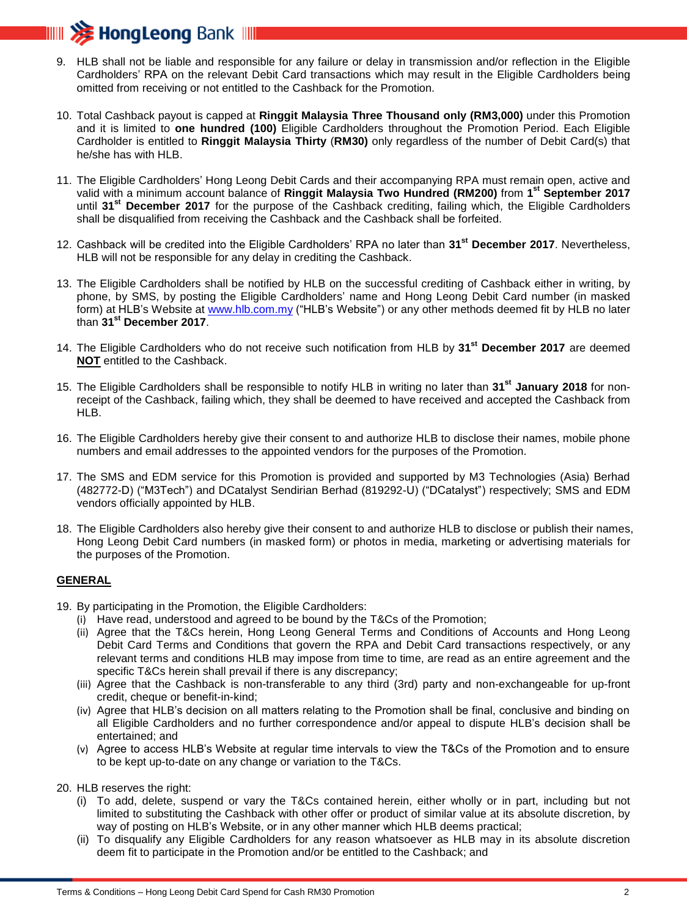9. HLB shall not be liable and responsible for any failure or delay in transmission and/or reflection in the Eligible Cardholders' RPA on the relevant Debit Card transactions which may result in the Eligible Cardholders being omitted from receiving or not entitled to the Cashback for the Promotion.

10. Total Cashback payout is capped at **Ringgit Malaysia Three Thousand only (RM3,000)** under this Promotion and it is limited to **one hundred (100)** Eligible Cardholders throughout the Promotion Period. Each Eligible Cardholder is entitled to **Ringgit Malaysia Thirty** (**RM30)** only regardless of the number of Debit Card(s) that he/she has with HLB.

11. The Eligible Cardholders' Hong Leong Debit Cards and their accompanying RPA must remain open, active and valid with a minimum account balance of **Ringgit Malaysia Two Hundred (RM200)** from **1st September 2017** until **31st December 2017** for the purpose of the Cashback crediting, failing which, the Eligible Cardholders shall be disqualified from receiving the Cashback and the Cashback shall be forfeited.

12. Cashback will be credited into the Eligible Cardholders' RPA no later than **31st December 2017**. Nevertheless, HLB will not be responsible for any delay in crediting the Cashback.

13. The Eligible Cardholders shall be notified by HLB on the successful crediting of Cashback either in writing, by phone, by SMS, by posting the Eligible Cardholders' name and Hong Leong Debit Card number (in masked form) at HLB's Website at www.hlb.com.my ("HLB's Website") or any other methods deemed fit by HLB no later than **31st December 2017**.

14. The Eligible Cardholders who do not receive such notification from HLB by **31st December 2017** are deemed **NOT** entitled to the Cashback.

15. The Eligible Cardholders shall be responsible to notify HLB in writing no later than **31st January 2018** for non-receipt of the Cashback, failing which, they shall be deemed to have received and accepted the Cashback from HLB.

16. The Eligible Cardholders hereby give their consent to and authorize HLB to disclose their names, mobile phone numbers and email addresses to the appointed vendors for the purposes of the Promotion.

17. The SMS and EDM service for this Promotion is provided and supported by M3 Technologies (Asia) Berhad (482772-D) ("M3Tech") and DCatalyst Sendirian Berhad (819292-U) ("DCatalyst") respectively; SMS and EDM vendors officially appointed by HLB.

18. The Eligible Cardholders also hereby give their consent to and authorize HLB to disclose or publish their names, Hong Leong Debit Card numbers (in masked form) or photos in media, marketing or advertising materials for the purposes of the Promotion.

## GENERAL

19. By participating in the Promotion, the Eligible Cardholders:
    (i) Have read, understood and agreed to be bound by the T&Cs of the Promotion;
    (ii) Agree that the T&Cs herein, Hong Leong General Terms and Conditions of Accounts and Hong Leong Debit Card Terms and Conditions that govern the RPA and Debit Card transactions respectively, or any relevant terms and conditions HLB may impose from time to time, are read as an entire agreement and the specific T&Cs herein shall prevail if there is any discrepancy;
    (iii) Agree that the Cashback is non-transferable to any third (3rd) party and non-exchangeable for up-front credit, cheque or benefit-in-kind;
    (iv) Agree that HLB's decision on all matters relating to the Promotion shall be final, conclusive and binding on all Eligible Cardholders and no further correspondence and/or appeal to dispute HLB's decision shall be entertained; and
    (v) Agree to access HLB's Website at regular time intervals to view the T&Cs of the Promotion and to ensure to be kept up-to-date on any change or variation to the T&Cs.

20. HLB reserves the right:
    (i) To add, delete, suspend or vary the T&Cs contained herein, either wholly or in part, including but not limited to substituting the Cashback with other offer or product of similar value at its absolute discretion, by way of posting on HLB's Website, or in any other manner which HLB deems practical;
    (ii) To disqualify any Eligible Cardholders for any reason whatsoever as HLB may in its absolute discretion deem fit to participate in the Promotion and/or be entitled to the Cashback; and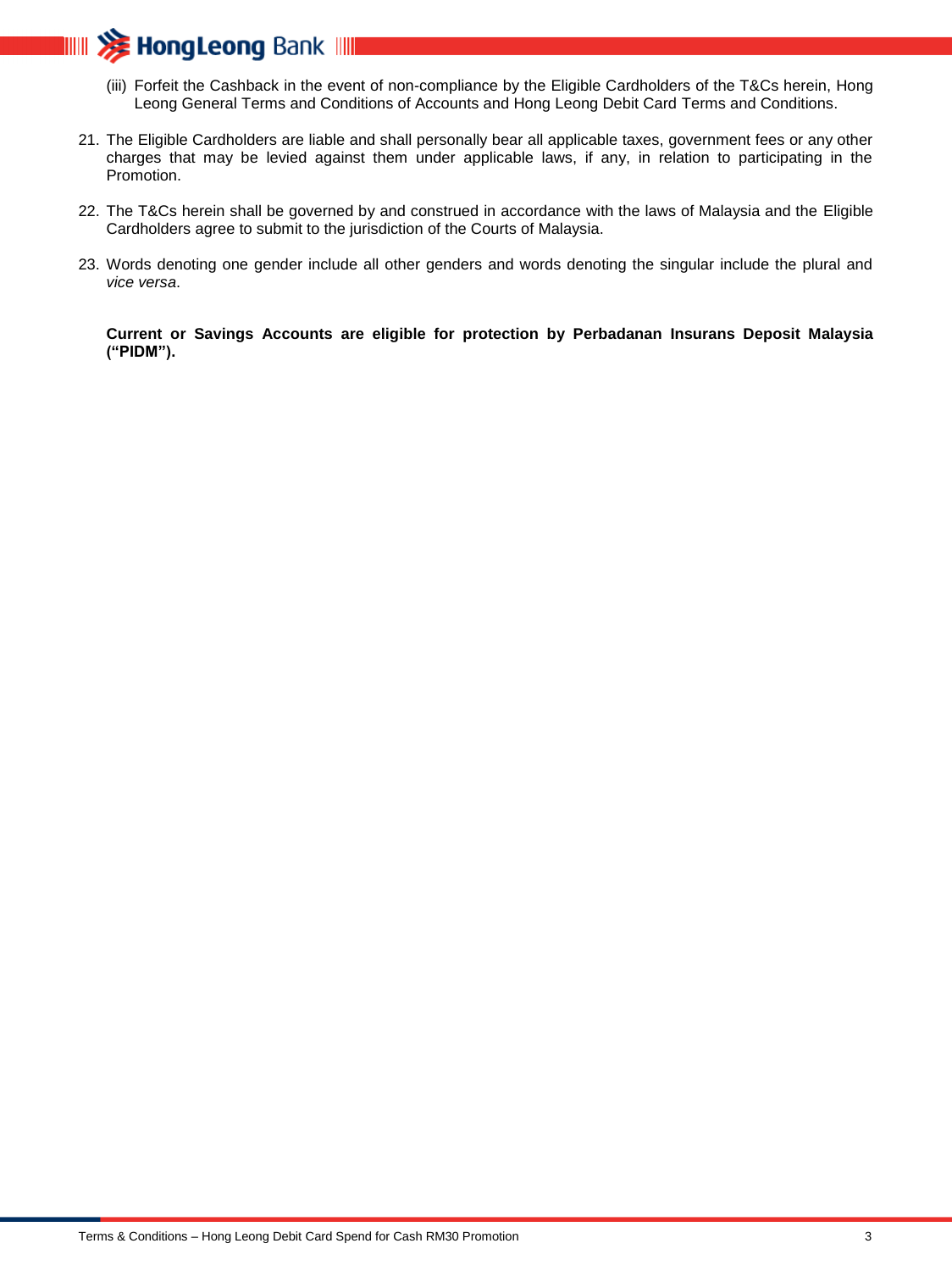(iii) Forfeit the Cashback in the event of non-compliance by the Eligible Cardholders of the T&Cs herein, Hong Leong General Terms and Conditions of Accounts and Hong Leong Debit Card Terms and Conditions.

21. The Eligible Cardholders are liable and shall personally bear all applicable taxes, government fees or any other charges that may be levied against them under applicable laws, if any, in relation to participating in the Promotion.

22. The T&Cs herein shall be governed by and construed in accordance with the laws of Malaysia and the Eligible Cardholders agree to submit to the jurisdiction of the Courts of Malaysia.

23. Words denoting one gender include all other genders and words denoting the singular include the plural and *vice versa*.

**Current or Savings Accounts are eligible for protection by Perbadanan Insurans Deposit Malaysia ("PIDM").**